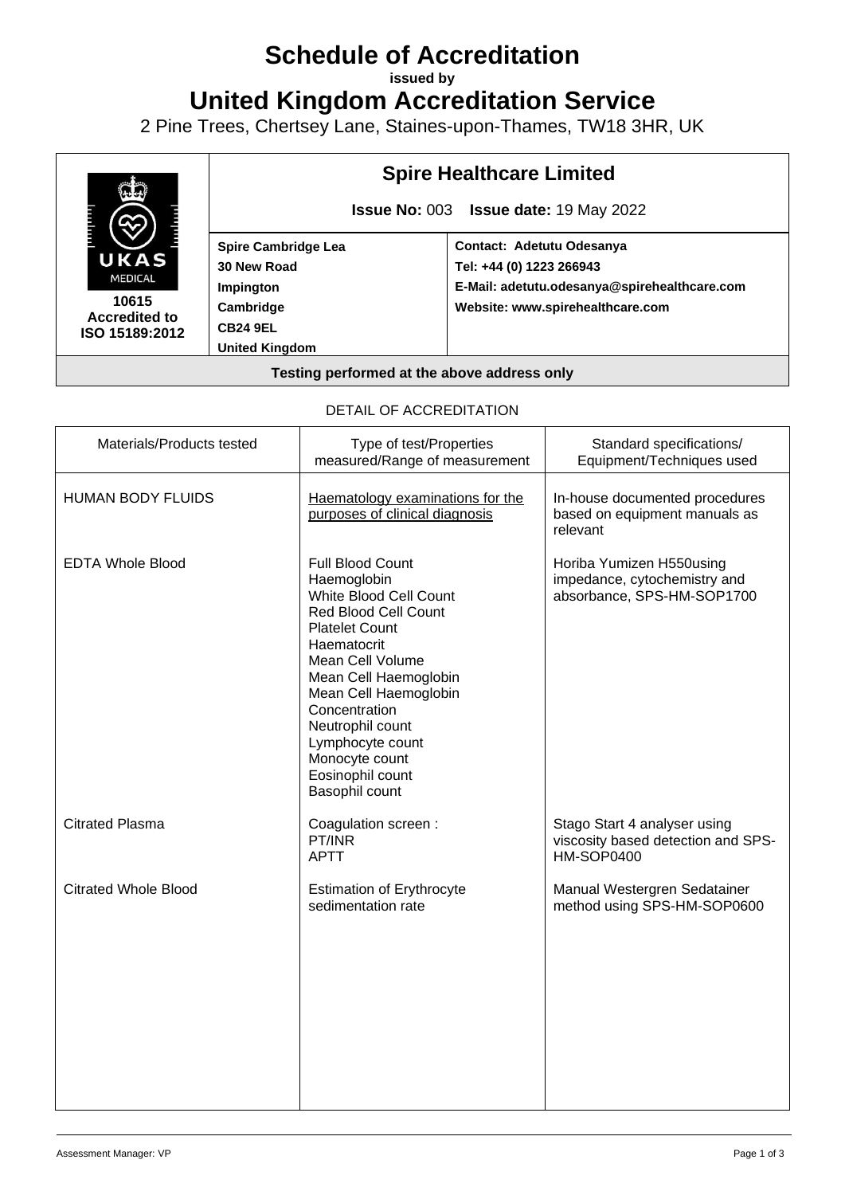# Schedule of Accreditation

**issued by**

# United Kingdom Accreditation Service

2 Pine Trees, Chertsey Lane, Staines-upon-Thames, TW18 3HR, UK

| UKAS MEDICAL **10615 Accredited to ISO 15189:2012** | **Spire Healthcare Limited** | |
|---|---|---|
| | **Issue No:** 003 **Issue date:** 19 May 2022 | |
| | **Spire Cambridge Lea**<br>**30 New Road**<br>**Impington**<br>**Cambridge**<br>**CB24 9EL**<br>**United Kingdom** | **Contact: Adetutu Odesanya**<br>**Tel: +44 (0) 1223 266943**<br>**E-Mail: adetutu.odesanya@spirehealthcare.com**<br>**Website: www.spirehealthcare.com** |
| **Testing performed at the above address only** | | |

DETAIL OF ACCREDITATION

| Materials/Products tested | Type of test/Properties measured/Range of measurement | Standard specifications/ Equipment/Techniques used |
|---|---|---|
| HUMAN BODY FLUIDS | Haematology examinations for the purposes of clinical diagnosis | In-house documented procedures based on equipment manuals as relevant |
| EDTA Whole Blood | Full Blood Count<br>Haemoglobin<br>White Blood Cell Count<br>Red Blood Cell Count<br>Platelet Count<br>Haematocrit<br>Mean Cell Volume<br>Mean Cell Haemoglobin<br>Mean Cell Haemoglobin Concentration<br>Neutrophil count<br>Lymphocyte count<br>Monocyte count<br>Eosinophil count<br>Basophil count | Horiba Yumizen H550using impedance, cytochemistry and absorbance, SPS-HM-SOP1700 |
| Citrated Plasma | Coagulation screen :<br>PT/INR<br>APTT | Stago Start 4 analyser using viscosity based detection and SPS-HM-SOP0400 |
| Citrated Whole Blood | Estimation of Erythrocyte sedimentation rate | Manual Westergren Sedatainer method using SPS-HM-SOP0600 |

Assessment Manager: VP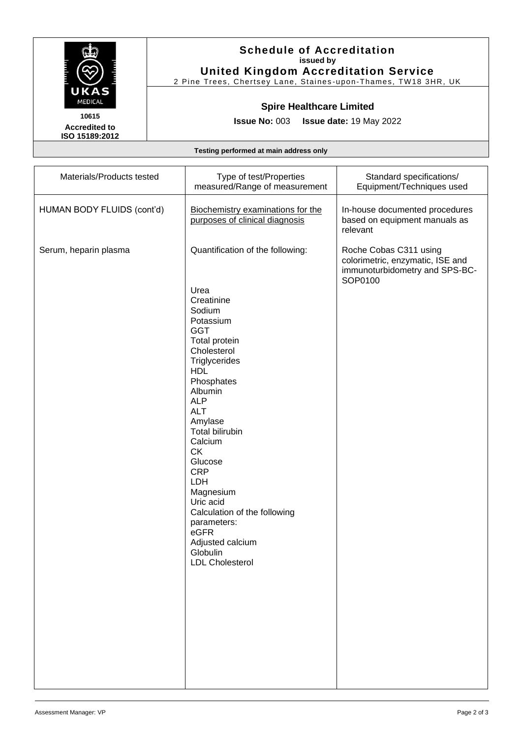**Schedule of Accreditation**
**issued by**
**United Kingdom Accreditation Service**
2 Pine Trees, Chertsey Lane, Staines-upon-Thames, TW18 3HR, UK

**10615**
**Accredited to ISO 15189:2012**

**Spire Healthcare Limited**

**Issue No:** 003 **Issue date:** 19 May 2022

**Testing performed at main address only**

| Materials/Products tested | Type of test/Properties measured/Range of measurement | Standard specifications/ Equipment/Techniques used |
|---|---|---|
| HUMAN BODY FLUIDS (cont'd) | Biochemistry examinations for the purposes of clinical diagnosis | In-house documented procedures based on equipment manuals as relevant |
| Serum, heparin plasma | Quantification of the following:<br><br>Urea<br>Creatinine<br>Sodium<br>Potassium<br>GGT<br>Total protein<br>Cholesterol<br>Triglycerides<br>HDL<br>Phosphates<br>Albumin<br>ALP<br>ALT<br>Amylase<br>Total bilirubin<br>Calcium<br>CK<br>Glucose<br>CRP<br>LDH<br>Magnesium<br>Uric acid<br>Calculation of the following parameters:<br>eGFR<br>Adjusted calcium<br>Globulin<br>LDL Cholesterol | Roche Cobas C311 using colorimetric, enzymatic, ISE and immunoturbidometry and SPS-BC-SOP0100 |

Assessment Manager: VP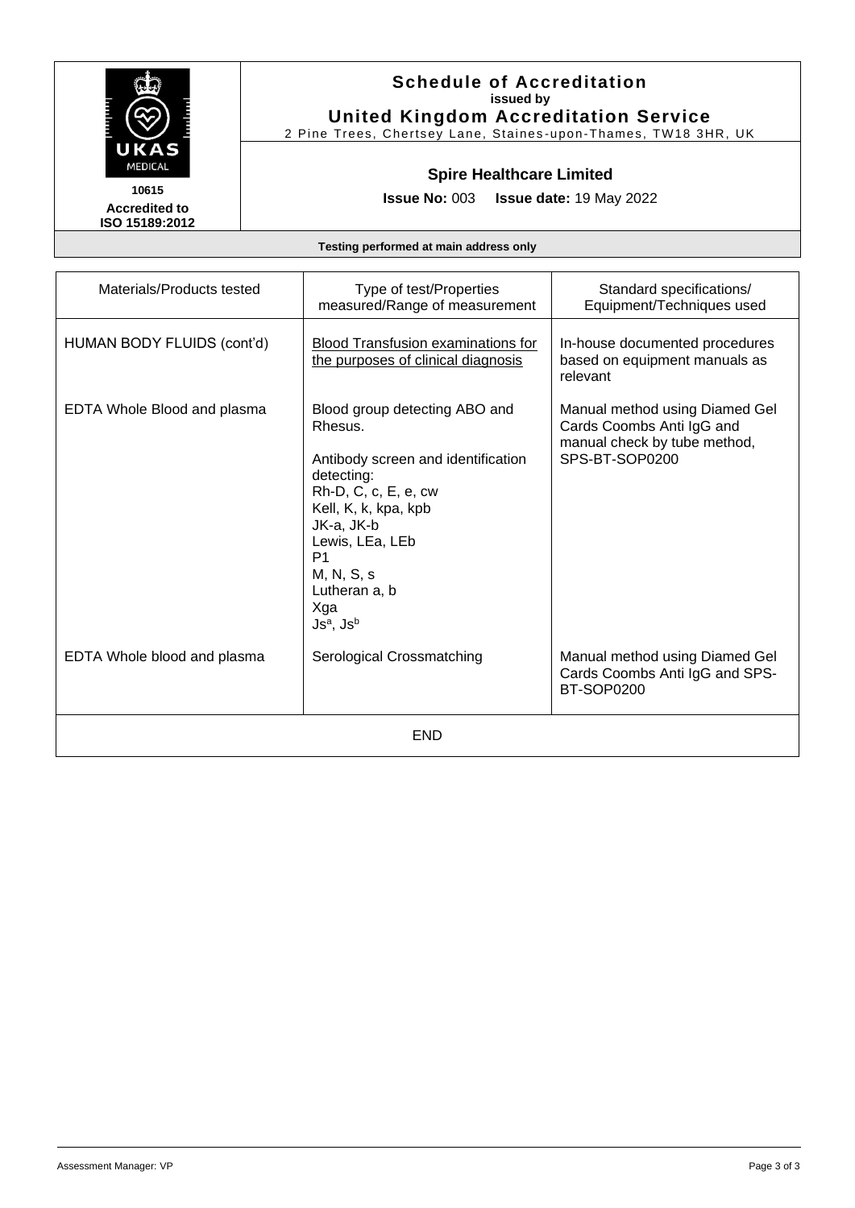# Schedule of Accreditation
**issued by**
**United Kingdom Accreditation Service**
2 Pine Trees, Chertsey Lane, Staines-upon-Thames, TW18 3HR, UK

**10615**
**Accredited to ISO 15189:2012**

## Spire Healthcare Limited

**Issue No:** 003 **Issue date:** 19 May 2022

**Testing performed at main address only**

| Materials/Products tested | Type of test/Properties measured/Range of measurement | Standard specifications/ Equipment/Techniques used |
|---|---|---|
| HUMAN BODY FLUIDS (cont'd) | Blood Transfusion examinations for the purposes of clinical diagnosis | In-house documented procedures based on equipment manuals as relevant |
| EDTA Whole Blood and plasma | Blood group detecting ABO and Rhesus.<br><br>Antibody screen and identification detecting:<br>Rh-D, C, c, E, e, cw<br>Kell, K, k, kpa, kpb<br>JK-a, JK-b<br>Lewis, LEa, LEb<br>P1<br>M, N, S, s<br>Lutheran a, b<br>Xga<br>$Js^a$, $Js^b$ | Manual method using Diamed Gel Cards Coombs Anti IgG and manual check by tube method, SPS-BT-SOP0200 |
| EDTA Whole blood and plasma | Serological Crossmatching | Manual method using Diamed Gel Cards Coombs Anti IgG and SPS-BT-SOP0200 |

END

Assessment Manager: VP